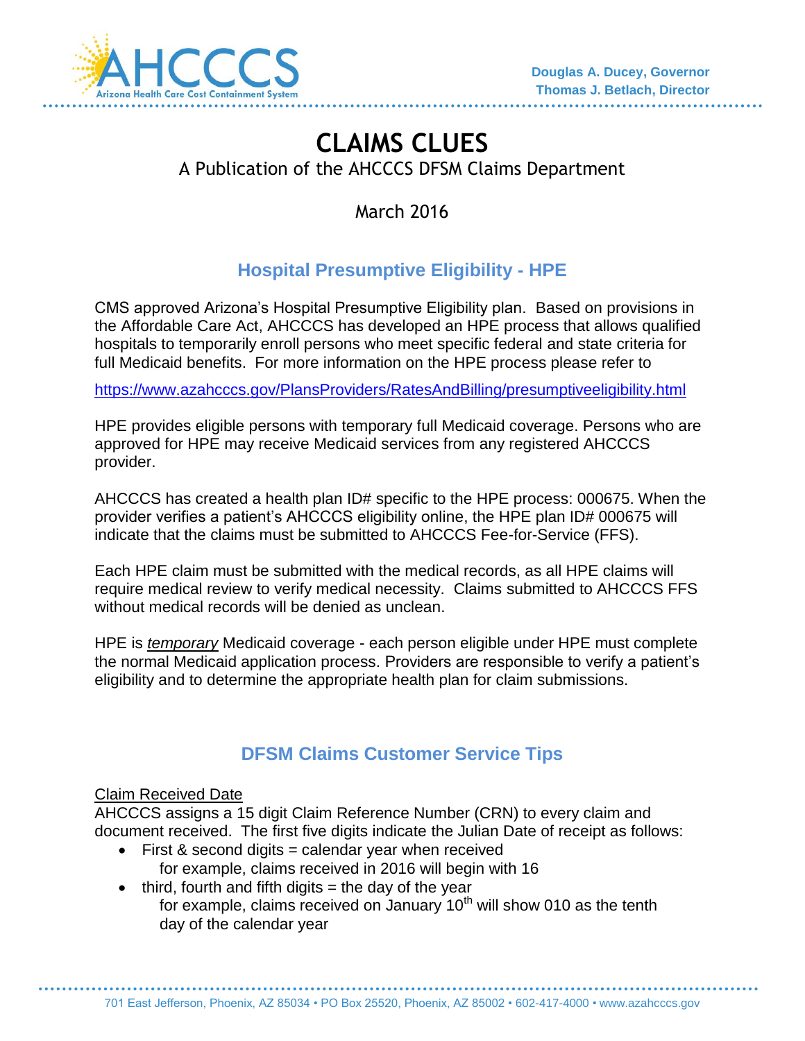Douglas A. Ducey, Governor
Thomas J. Betlach, Director

# CLAIMS CLUES

A Publication of the AHCCCS DFSM Claims Department

March 2016

## Hospital Presumptive Eligibility - HPE

CMS approved Arizona's Hospital Presumptive Eligibility plan. Based on provisions in the Affordable Care Act, AHCCCS has developed an HPE process that allows qualified hospitals to temporarily enroll persons who meet specific federal and state criteria for full Medicaid benefits. For more information on the HPE process please refer to

https://www.azahcccs.gov/PlansProviders/RatesAndBilling/presumptiveeligibility.html

HPE provides eligible persons with temporary full Medicaid coverage. Persons who are approved for HPE may receive Medicaid services from any registered AHCCCS provider.

AHCCCS has created a health plan ID# specific to the HPE process: 000675. When the provider verifies a patient's AHCCCS eligibility online, the HPE plan ID# 000675 will indicate that the claims must be submitted to AHCCCS Fee-for-Service (FFS).

Each HPE claim must be submitted with the medical records, as all HPE claims will require medical review to verify medical necessity. Claims submitted to AHCCCS FFS without medical records will be denied as unclean.

HPE is *temporary* Medicaid coverage - each person eligible under HPE must complete the normal Medicaid application process. Providers are responsible to verify a patient's eligibility and to determine the appropriate health plan for claim submissions.

## DFSM Claims Customer Service Tips

Claim Received Date

AHCCCS assigns a 15 digit Claim Reference Number (CRN) to every claim and document received. The first five digits indicate the Julian Date of receipt as follows:

- First & second digits = calendar year when received
  for example, claims received in 2016 will begin with 16
- third, fourth and fifth digits = the day of the year
  for example, claims received on January 10th will show 010 as the tenth day of the calendar year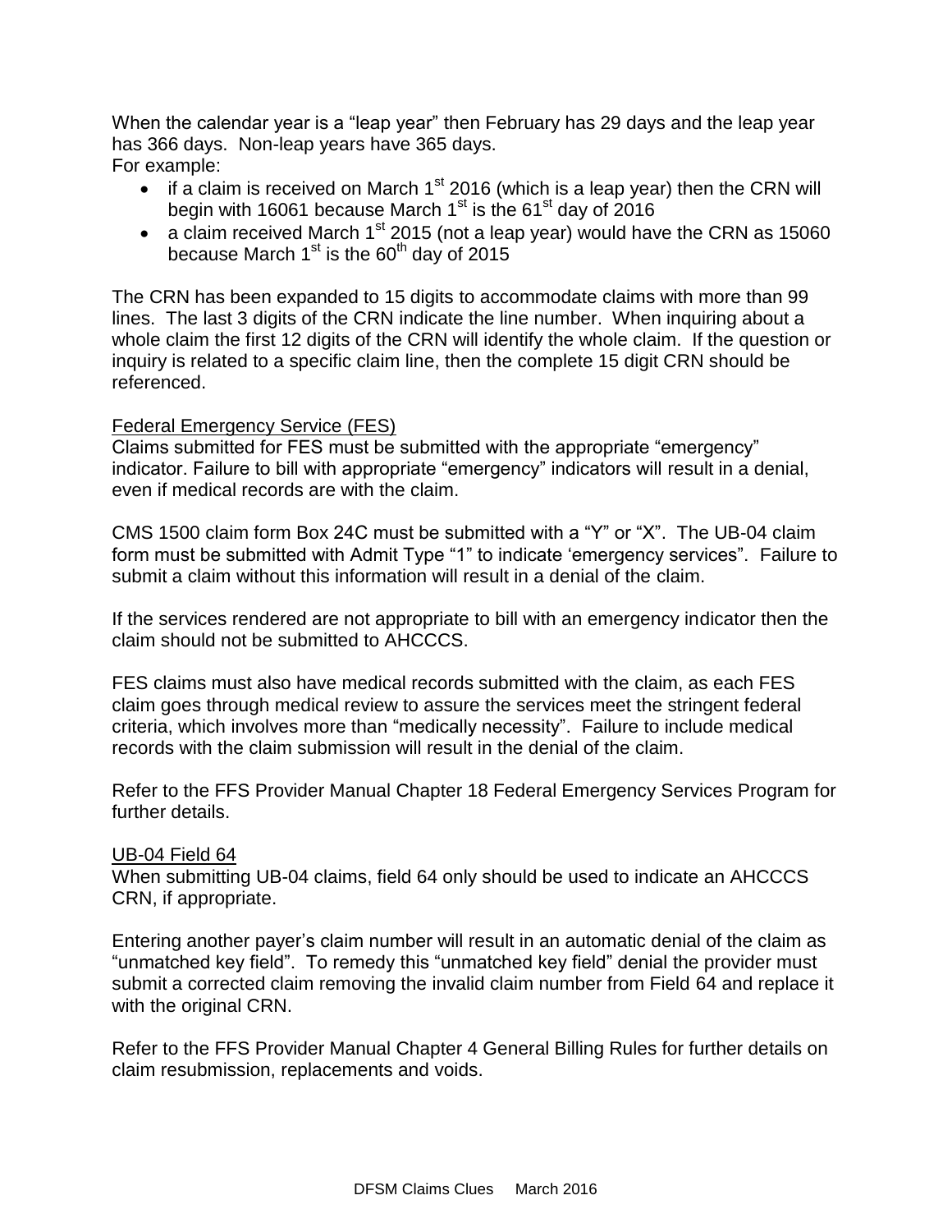When the calendar year is a "leap year" then February has 29 days and the leap year has 366 days. Non-leap years have 365 days.
For example:

- if a claim is received on March 1st 2016 (which is a leap year) then the CRN will begin with 16061 because March 1st is the 61st day of 2016
- a claim received March 1st 2015 (not a leap year) would have the CRN as 15060 because March 1st is the 60th day of 2015

The CRN has been expanded to 15 digits to accommodate claims with more than 99 lines. The last 3 digits of the CRN indicate the line number. When inquiring about a whole claim the first 12 digits of the CRN will identify the whole claim. If the question or inquiry is related to a specific claim line, then the complete 15 digit CRN should be referenced.

## Federal Emergency Service (FES)

Claims submitted for FES must be submitted with the appropriate "emergency" indicator. Failure to bill with appropriate "emergency" indicators will result in a denial, even if medical records are with the claim.

CMS 1500 claim form Box 24C must be submitted with a "Y" or "X". The UB-04 claim form must be submitted with Admit Type "1" to indicate 'emergency services". Failure to submit a claim without this information will result in a denial of the claim.

If the services rendered are not appropriate to bill with an emergency indicator then the claim should not be submitted to AHCCCS.

FES claims must also have medical records submitted with the claim, as each FES claim goes through medical review to assure the services meet the stringent federal criteria, which involves more than "medically necessity". Failure to include medical records with the claim submission will result in the denial of the claim.

Refer to the FFS Provider Manual Chapter 18 Federal Emergency Services Program for further details.

## UB-04 Field 64

When submitting UB-04 claims, field 64 only should be used to indicate an AHCCCS CRN, if appropriate.

Entering another payer's claim number will result in an automatic denial of the claim as "unmatched key field". To remedy this "unmatched key field" denial the provider must submit a corrected claim removing the invalid claim number from Field 64 and replace it with the original CRN.

Refer to the FFS Provider Manual Chapter 4 General Billing Rules for further details on claim resubmission, replacements and voids.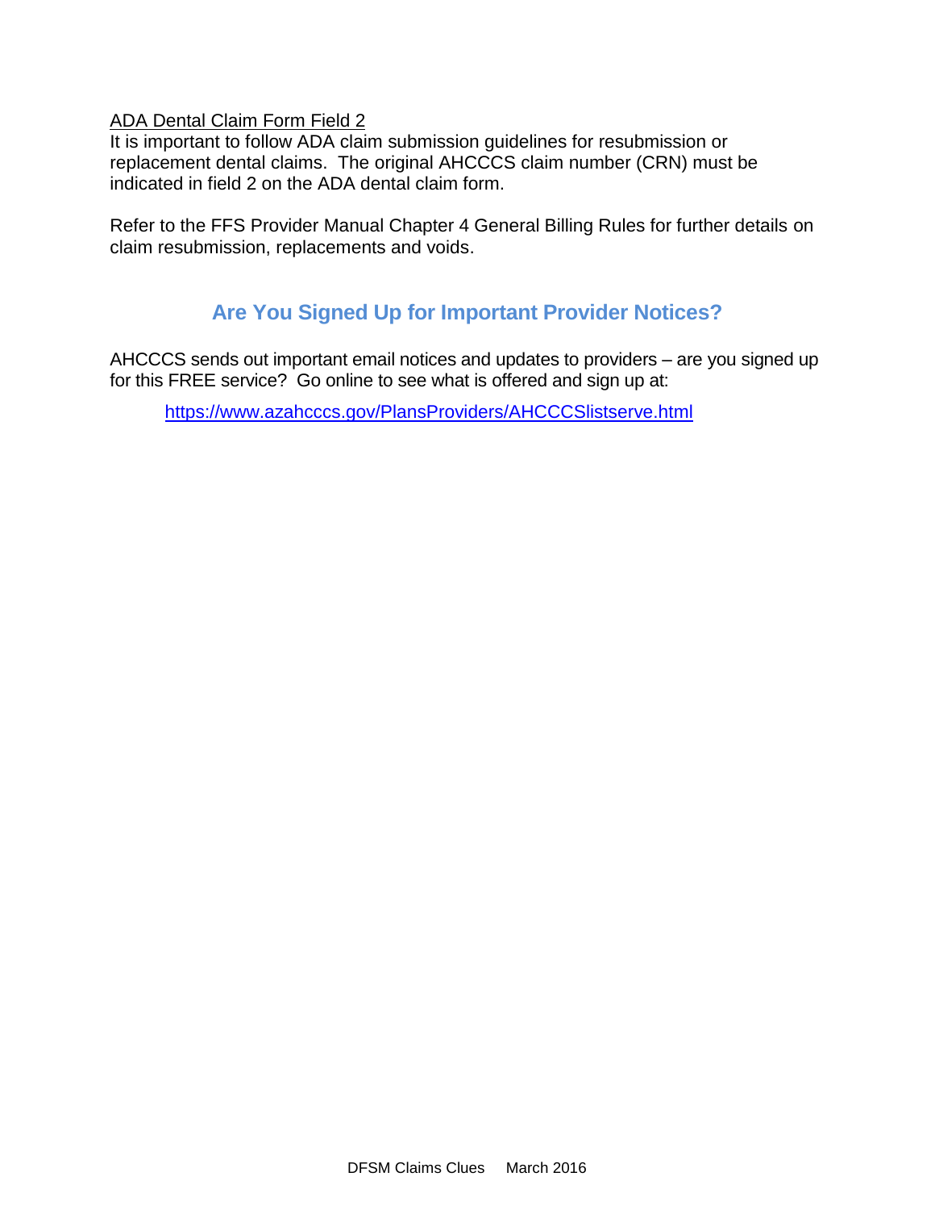ADA Dental Claim Form Field 2

It is important to follow ADA claim submission guidelines for resubmission or replacement dental claims. The original AHCCCS claim number (CRN) must be indicated in field 2 on the ADA dental claim form.

Refer to the FFS Provider Manual Chapter 4 General Billing Rules for further details on claim resubmission, replacements and voids.

## Are You Signed Up for Important Provider Notices?

AHCCCS sends out important email notices and updates to providers – are you signed up for this FREE service? Go online to see what is offered and sign up at:

https://www.azahcccs.gov/PlansProviders/AHCCCSlistserve.html